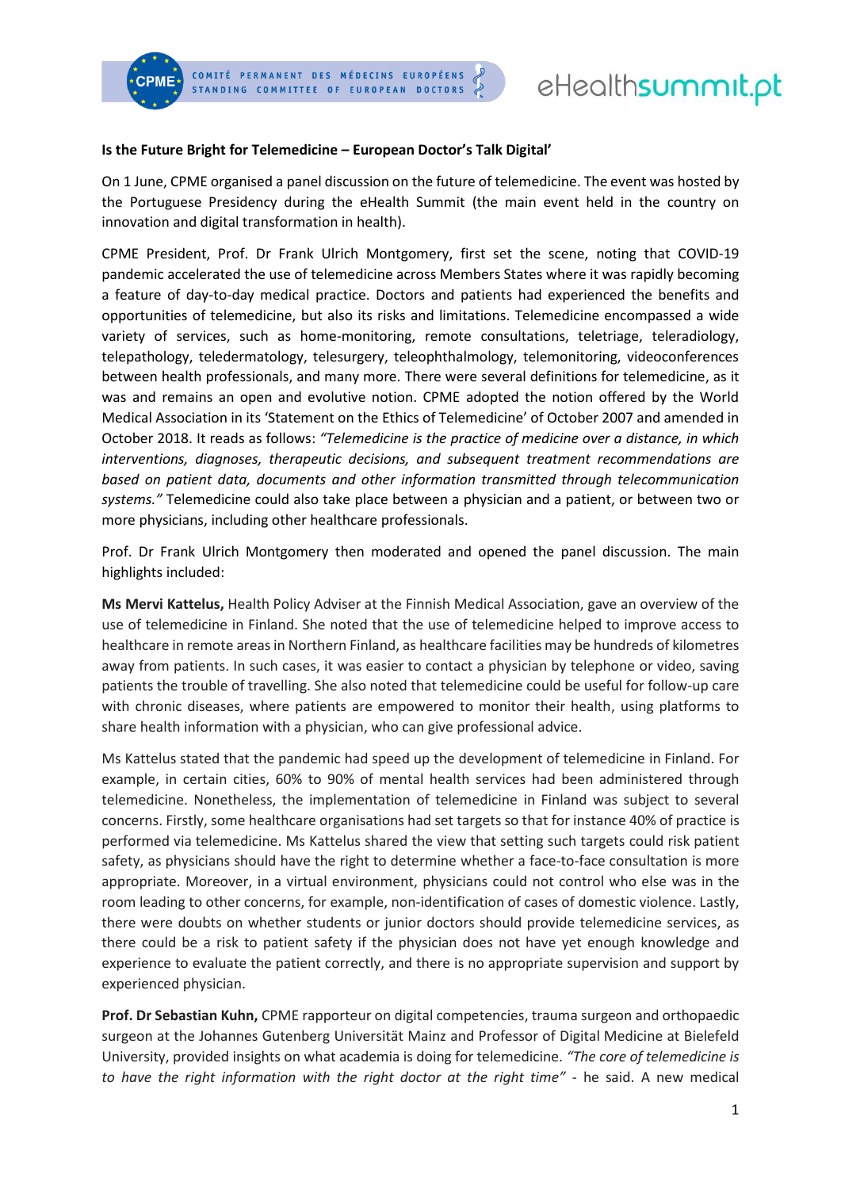**Is the Future Bright for Telemedicine – European Doctor's Talk Digital'**

On 1 June, CPME organised a panel discussion on the future of telemedicine. The event was hosted by the Portuguese Presidency during the eHealth Summit (the main event held in the country on innovation and digital transformation in health).

CPME President, Prof. Dr Frank Ulrich Montgomery, first set the scene, noting that COVID-19 pandemic accelerated the use of telemedicine across Members States where it was rapidly becoming a feature of day-to-day medical practice. Doctors and patients had experienced the benefits and opportunities of telemedicine, but also its risks and limitations. Telemedicine encompassed a wide variety of services, such as home-monitoring, remote consultations, teletriage, teleradiology, telepathology, teledermatology, telesurgery, teleophthalmology, telemonitoring, videoconferences between health professionals, and many more. There were several definitions for telemedicine, as it was and remains an open and evolutive notion. CPME adopted the notion offered by the World Medical Association in its 'Statement on the Ethics of Telemedicine' of October 2007 and amended in October 2018. It reads as follows: *"Telemedicine is the practice of medicine over a distance, in which interventions, diagnoses, therapeutic decisions, and subsequent treatment recommendations are based on patient data, documents and other information transmitted through telecommunication systems."* Telemedicine could also take place between a physician and a patient, or between two or more physicians, including other healthcare professionals.

Prof. Dr Frank Ulrich Montgomery then moderated and opened the panel discussion. The main highlights included:

**Ms Mervi Kattelus,** Health Policy Adviser at the Finnish Medical Association, gave an overview of the use of telemedicine in Finland. She noted that the use of telemedicine helped to improve access to healthcare in remote areas in Northern Finland, as healthcare facilities may be hundreds of kilometres away from patients. In such cases, it was easier to contact a physician by telephone or video, saving patients the trouble of travelling. She also noted that telemedicine could be useful for follow-up care with chronic diseases, where patients are empowered to monitor their health, using platforms to share health information with a physician, who can give professional advice.

Ms Kattelus stated that the pandemic had speed up the development of telemedicine in Finland. For example, in certain cities, 60% to 90% of mental health services had been administered through telemedicine. Nonetheless, the implementation of telemedicine in Finland was subject to several concerns. Firstly, some healthcare organisations had set targets so that for instance 40% of practice is performed via telemedicine. Ms Kattelus shared the view that setting such targets could risk patient safety, as physicians should have the right to determine whether a face-to-face consultation is more appropriate. Moreover, in a virtual environment, physicians could not control who else was in the room leading to other concerns, for example, non-identification of cases of domestic violence. Lastly, there were doubts on whether students or junior doctors should provide telemedicine services, as there could be a risk to patient safety if the physician does not have yet enough knowledge and experience to evaluate the patient correctly, and there is no appropriate supervision and support by experienced physician.

**Prof. Dr Sebastian Kuhn,** CPME rapporteur on digital competencies, trauma surgeon and orthopaedic surgeon at the Johannes Gutenberg Universität Mainz and Professor of Digital Medicine at Bielefeld University, provided insights on what academia is doing for telemedicine. *"The core of telemedicine is to have the right information with the right doctor at the right time"* - he said. A new medical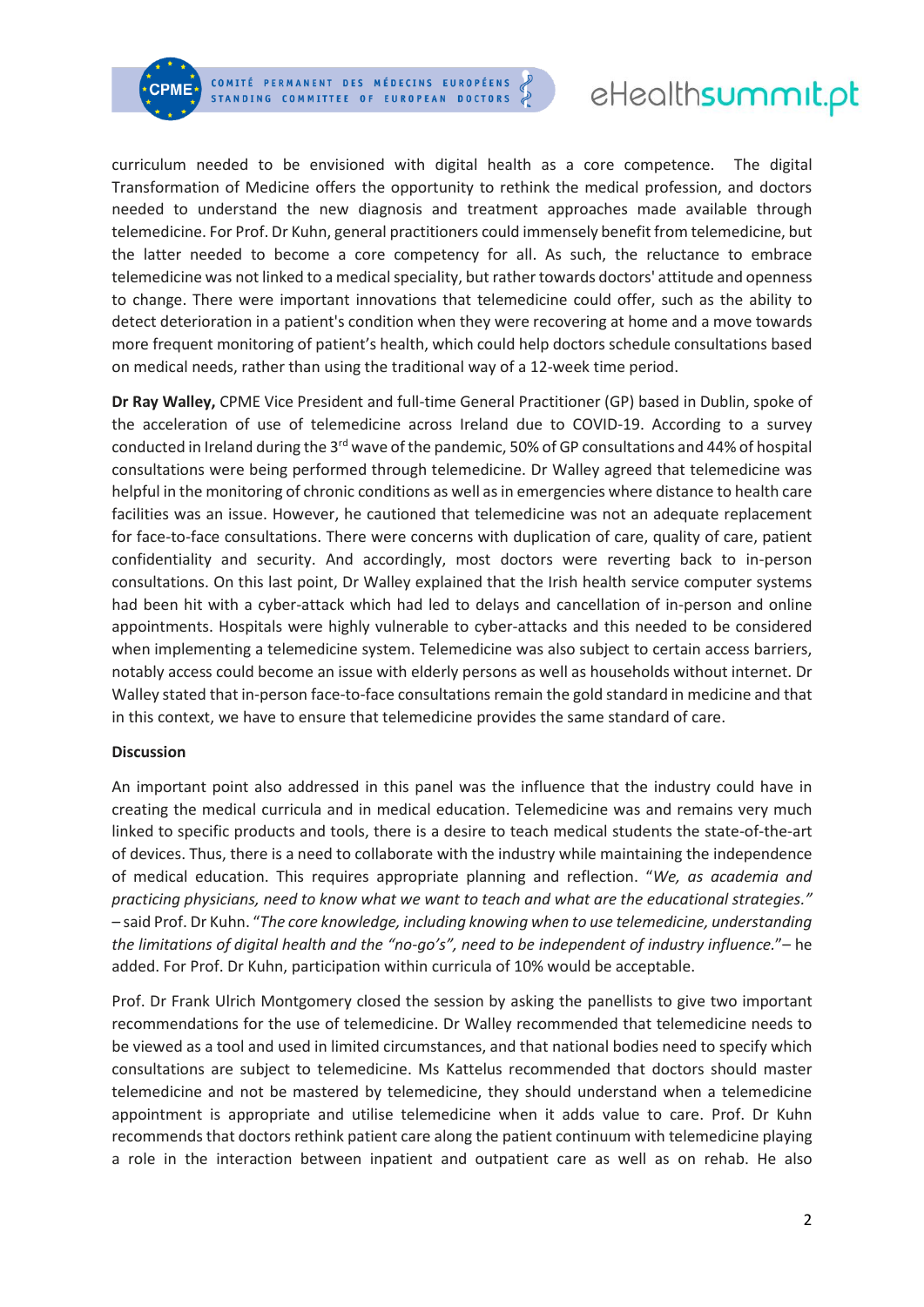curriculum needed to be envisioned with digital health as a core competence. The digital Transformation of Medicine offers the opportunity to rethink the medical profession, and doctors needed to understand the new diagnosis and treatment approaches made available through telemedicine. For Prof. Dr Kuhn, general practitioners could immensely benefit from telemedicine, but the latter needed to become a core competency for all. As such, the reluctance to embrace telemedicine was not linked to a medical speciality, but rather towards doctors' attitude and openness to change. There were important innovations that telemedicine could offer, such as the ability to detect deterioration in a patient's condition when they were recovering at home and a move towards more frequent monitoring of patient's health, which could help doctors schedule consultations based on medical needs, rather than using the traditional way of a 12-week time period.

**Dr Ray Walley,** CPME Vice President and full-time General Practitioner (GP) based in Dublin, spoke of the acceleration of use of telemedicine across Ireland due to COVID-19. According to a survey conducted in Ireland during the 3rd wave of the pandemic, 50% of GP consultations and 44% of hospital consultations were being performed through telemedicine. Dr Walley agreed that telemedicine was helpful in the monitoring of chronic conditions as well as in emergencies where distance to health care facilities was an issue. However, he cautioned that telemedicine was not an adequate replacement for face-to-face consultations. There were concerns with duplication of care, quality of care, patient confidentiality and security. And accordingly, most doctors were reverting back to in-person consultations. On this last point, Dr Walley explained that the Irish health service computer systems had been hit with a cyber-attack which had led to delays and cancellation of in-person and online appointments. Hospitals were highly vulnerable to cyber-attacks and this needed to be considered when implementing a telemedicine system. Telemedicine was also subject to certain access barriers, notably access could become an issue with elderly persons as well as households without internet. Dr Walley stated that in-person face-to-face consultations remain the gold standard in medicine and that in this context, we have to ensure that telemedicine provides the same standard of care.

**Discussion**

An important point also addressed in this panel was the influence that the industry could have in creating the medical curricula and in medical education. Telemedicine was and remains very much linked to specific products and tools, there is a desire to teach medical students the state-of-the-art of devices. Thus, there is a need to collaborate with the industry while maintaining the independence of medical education. This requires appropriate planning and reflection. "*We, as academia and practicing physicians, need to know what we want to teach and what are the educational strategies.*" – said Prof. Dr Kuhn. "*The core knowledge, including knowing when to use telemedicine, understanding the limitations of digital health and the "no-go's", need to be independent of industry influence.*"– he added. For Prof. Dr Kuhn, participation within curricula of 10% would be acceptable.

Prof. Dr Frank Ulrich Montgomery closed the session by asking the panellists to give two important recommendations for the use of telemedicine. Dr Walley recommended that telemedicine needs to be viewed as a tool and used in limited circumstances, and that national bodies need to specify which consultations are subject to telemedicine. Ms Kattelus recommended that doctors should master telemedicine and not be mastered by telemedicine, they should understand when a telemedicine appointment is appropriate and utilise telemedicine when it adds value to care. Prof. Dr Kuhn recommends that doctors rethink patient care along the patient continuum with telemedicine playing a role in the interaction between inpatient and outpatient care as well as on rehab. He also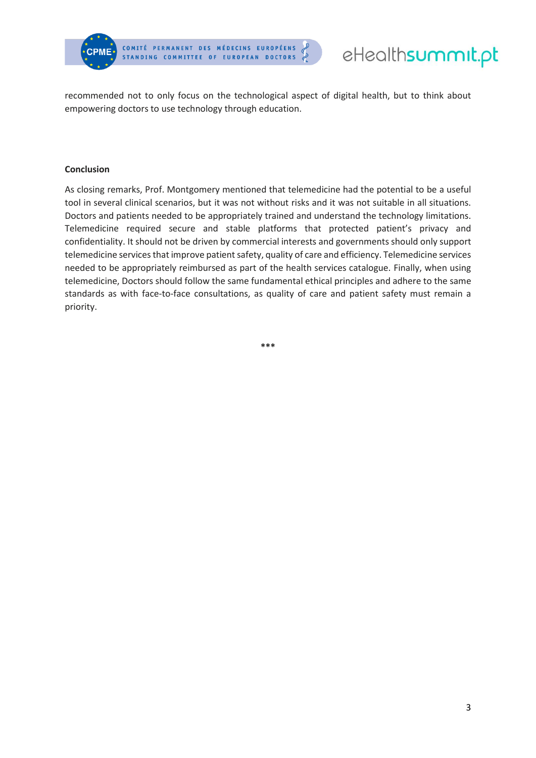recommended not to only focus on the technological aspect of digital health, but to think about empowering doctors to use technology through education.

**Conclusion**

As closing remarks, Prof. Montgomery mentioned that telemedicine had the potential to be a useful tool in several clinical scenarios, but it was not without risks and it was not suitable in all situations. Doctors and patients needed to be appropriately trained and understand the technology limitations. Telemedicine required secure and stable platforms that protected patient's privacy and confidentiality. It should not be driven by commercial interests and governments should only support telemedicine services that improve patient safety, quality of care and efficiency. Telemedicine services needed to be appropriately reimbursed as part of the health services catalogue. Finally, when using telemedicine, Doctors should follow the same fundamental ethical principles and adhere to the same standards as with face-to-face consultations, as quality of care and patient safety must remain a priority.

***